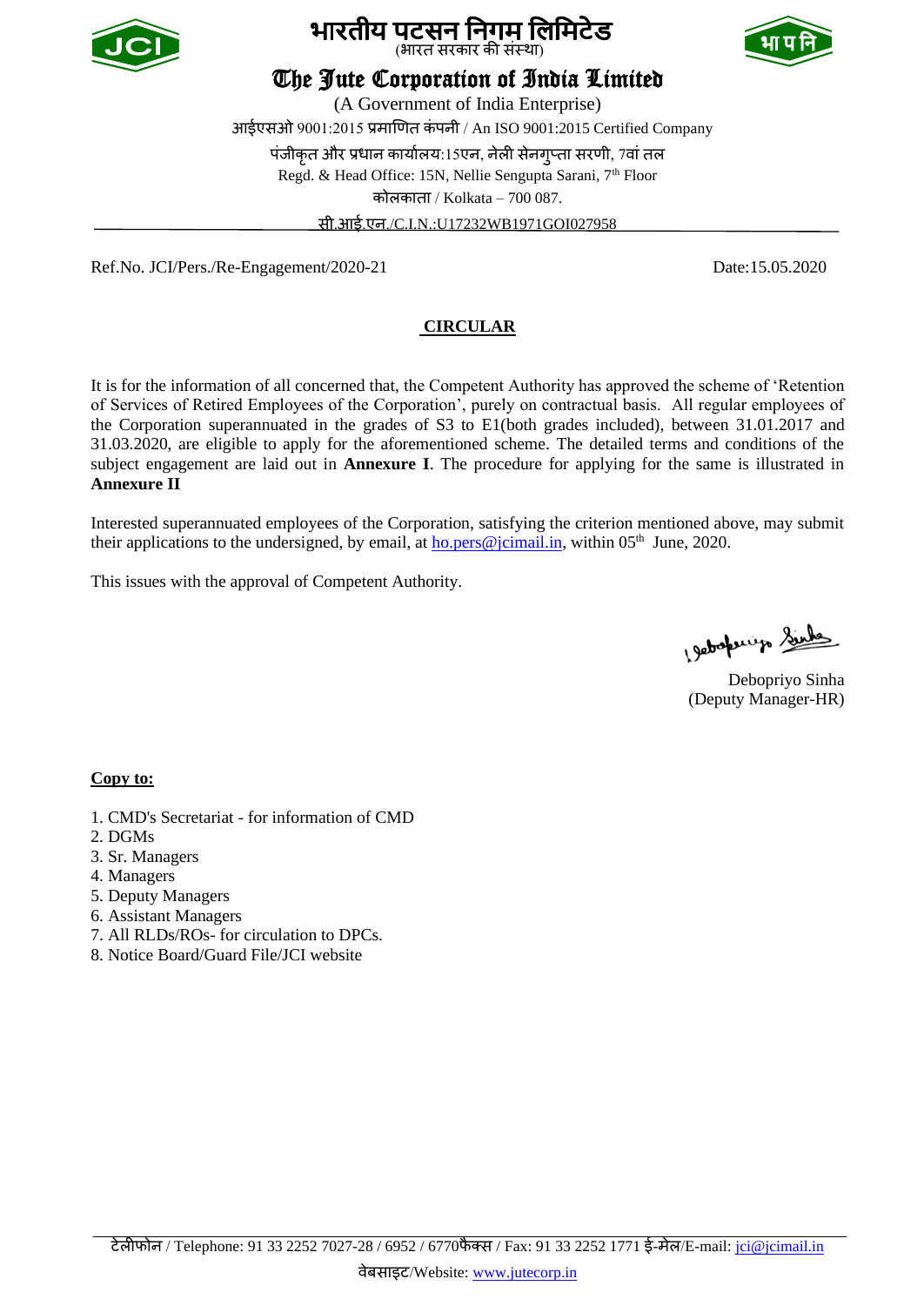# भारतीय पटसन निगम लिमिटेड
(भारत सरकार की संस्था)

# The Jute Corporation of India Limited

(A Government of India Enterprise)

आईएसओ 9001:2015 प्रमाणित कंपनी / An ISO 9001:2015 Certified Company

पंजीकृत और प्रधान कार्यालय:15एन, नेली सेनगुप्ता सरणी, 7वां तल

Regd. & Head Office: 15N, Nellie Sengupta Sarani, 7th Floor

कोलकाता / Kolkata – 700 087.

सी.आई.एन./C.I.N.:U17232WB1971GOI027958

Ref.No. JCI/Pers./Re-Engagement/2020-21 Date:15.05.2020

## CIRCULAR

It is for the information of all concerned that, the Competent Authority has approved the scheme of 'Retention of Services of Retired Employees of the Corporation', purely on contractual basis. All regular employees of the Corporation superannuated in the grades of S3 to E1(both grades included), between 31.01.2017 and 31.03.2020, are eligible to apply for the aforementioned scheme. The detailed terms and conditions of the subject engagement are laid out in **Annexure I**. The procedure for applying for the same is illustrated in **Annexure II**

Interested superannuated employees of the Corporation, satisfying the criterion mentioned above, may submit their applications to the undersigned, by email, at ho.pers@jcimail.in, within 05th June, 2020.

This issues with the approval of Competent Authority.

Debopriyo Sinha
(Deputy Manager-HR)

**Copy to:**

1. CMD's Secretariat - for information of CMD
2. DGMs
3. Sr. Managers
4. Managers
5. Deputy Managers
6. Assistant Managers
7. All RLDs/ROs- for circulation to DPCs.
8. Notice Board/Guard File/JCI website

टेलीफोन / Telephone: 91 33 2252 7027-28 / 6952 / 6770फैक्स / Fax: 91 33 2252 1771 ई-मेल/E-mail: jci@jcimail.in

वेबसाइट/Website: www.jutecorp.in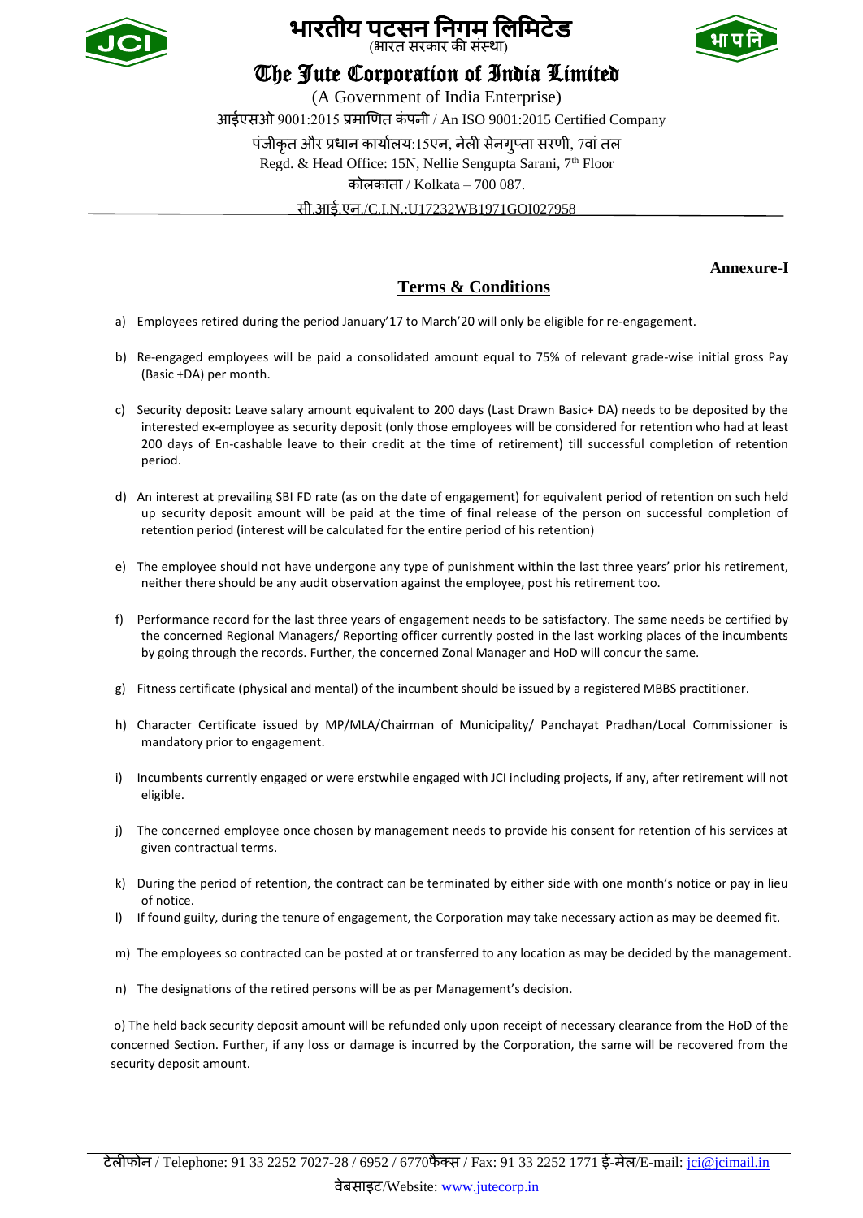# भारतीय पटसन निगम लिमिटेड

(भारत सरकार की संस्था)

## The Jute Corporation of India Limited

(A Government of India Enterprise)

आईएसओ 9001:2015 प्रमाणित कंपनी / An ISO 9001:2015 Certified Company

पंजीकृत और प्रधान कार्यालय:15एन, नेली सेनगुप्ता सरणी, 7वां तल

Regd. & Head Office: 15N, Nellie Sengupta Sarani, 7th Floor

कोलकाता / Kolkata – 700 087.

सी.आई.एन./C.I.N.:U17232WB1971GOI027958

**Annexure-I**

## Terms & Conditions

a) Employees retired during the period January'17 to March'20 will only be eligible for re-engagement.

b) Re-engaged employees will be paid a consolidated amount equal to 75% of relevant grade-wise initial gross Pay (Basic +DA) per month.

c) Security deposit: Leave salary amount equivalent to 200 days (Last Drawn Basic+ DA) needs to be deposited by the interested ex-employee as security deposit (only those employees will be considered for retention who had at least 200 days of En-cashable leave to their credit at the time of retirement) till successful completion of retention period.

d) An interest at prevailing SBI FD rate (as on the date of engagement) for equivalent period of retention on such held up security deposit amount will be paid at the time of final release of the person on successful completion of retention period (interest will be calculated for the entire period of his retention)

e) The employee should not have undergone any type of punishment within the last three years' prior his retirement, neither there should be any audit observation against the employee, post his retirement too.

f) Performance record for the last three years of engagement needs to be satisfactory. The same needs be certified by the concerned Regional Managers/ Reporting officer currently posted in the last working places of the incumbents by going through the records. Further, the concerned Zonal Manager and HoD will concur the same.

g) Fitness certificate (physical and mental) of the incumbent should be issued by a registered MBBS practitioner.

h) Character Certificate issued by MP/MLA/Chairman of Municipality/ Panchayat Pradhan/Local Commissioner is mandatory prior to engagement.

i) Incumbents currently engaged or were erstwhile engaged with JCI including projects, if any, after retirement will not eligible.

j) The concerned employee once chosen by management needs to provide his consent for retention of his services at given contractual terms.

k) During the period of retention, the contract can be terminated by either side with one month's notice or pay in lieu of notice.

l) If found guilty, during the tenure of engagement, the Corporation may take necessary action as may be deemed fit.

m) The employees so contracted can be posted at or transferred to any location as may be decided by the management.

n) The designations of the retired persons will be as per Management's decision.

o) The held back security deposit amount will be refunded only upon receipt of necessary clearance from the HoD of the concerned Section. Further, if any loss or damage is incurred by the Corporation, the same will be recovered from the security deposit amount.

टेलीफोन / Telephone: 91 33 2252 7027-28 / 6952 / 6770फैक्स / Fax: 91 33 2252 1771 ई-मेल/E-mail: jci@jcimail.in

वेबसाइट/Website: www.jutecorp.in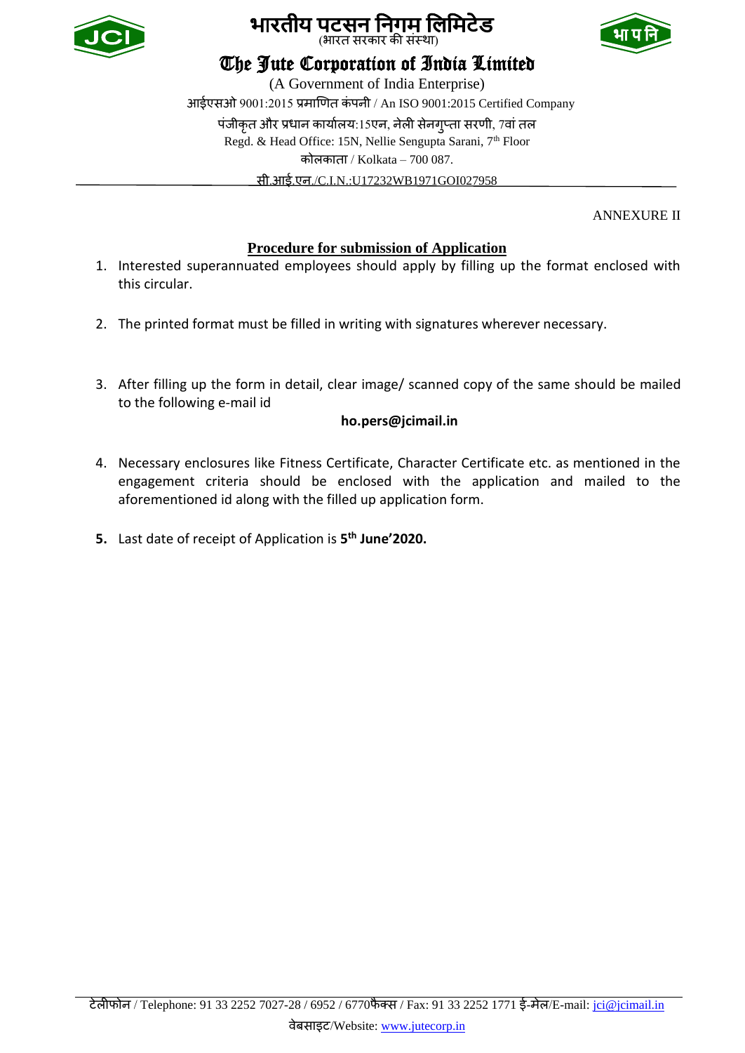भारतीय पटसन निगम लिमिटेड
(भारत सरकार की संस्था)

# The Jute Corporation of India Limited

(A Government of India Enterprise)

आईएसओ 9001:2015 प्रमाणित कंपनी / An ISO 9001:2015 Certified Company

पंजीकृत और प्रधान कार्यालय:15एन, नेली सेनगुप्ता सरणी, 7वां तल

Regd. & Head Office: 15N, Nellie Sengupta Sarani, 7th Floor

कोलकाता / Kolkata – 700 087.

सी.आई.एन./C.I.N.:U17232WB1971GOI027958

ANNEXURE II

## Procedure for submission of Application

1. Interested superannuated employees should apply by filling up the format enclosed with this circular.

2. The printed format must be filled in writing with signatures wherever necessary.

3. After filling up the form in detail, clear image/ scanned copy of the same should be mailed to the following e-mail id

   **ho.pers@jcimail.in**

4. Necessary enclosures like Fitness Certificate, Character Certificate etc. as mentioned in the engagement criteria should be enclosed with the application and mailed to the aforementioned id along with the filled up application form.

5. Last date of receipt of Application is **5th June'2020.**

टेलीफोन / Telephone: 91 33 2252 7027-28 / 6952 / 6770फैक्स / Fax: 91 33 2252 1771 ई-मेल/E-mail: jci@jcimail.in

वेबसाइट/Website: www.jutecorp.in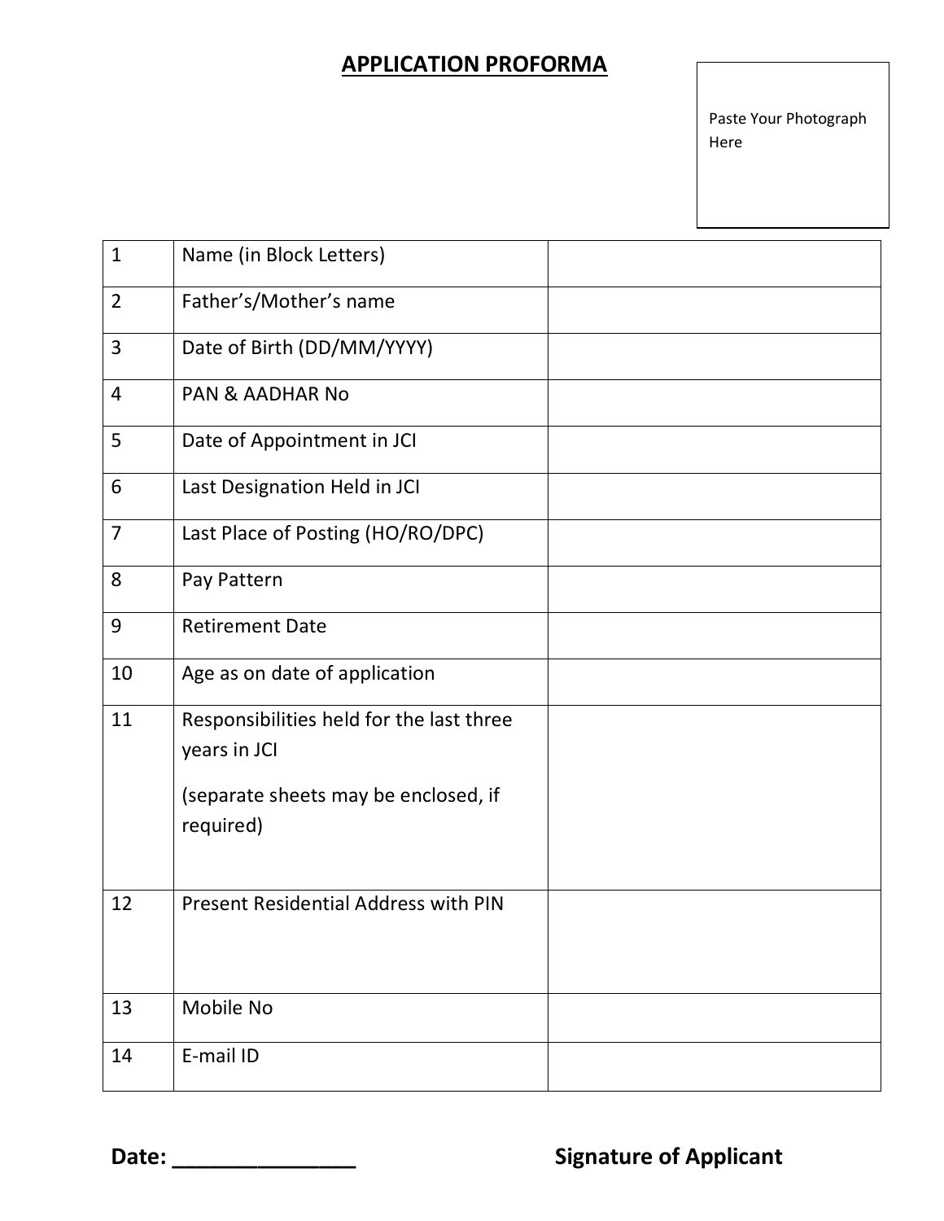## APPLICATION PROFORMA

Paste Your Photograph Here

| | | |
|---|---|---|
| 1 | Name (in Block Letters) | |
| 2 | Father's/Mother's name | |
| 3 | Date of Birth (DD/MM/YYYY) | |
| 4 | PAN & AADHAR No | |
| 5 | Date of Appointment in JCI | |
| 6 | Last Designation Held in JCI | |
| 7 | Last Place of Posting (HO/RO/DPC) | |
| 8 | Pay Pattern | |
| 9 | Retirement Date | |
| 10 | Age as on date of application | |
| 11 | Responsibilities held for the last three years in JCI<br><br>(separate sheets may be enclosed, if required) | |
| 12 | Present Residential Address with PIN | |
| 13 | Mobile No | |
| 14 | E-mail ID | |

**Date: _______________** **Signature of Applicant**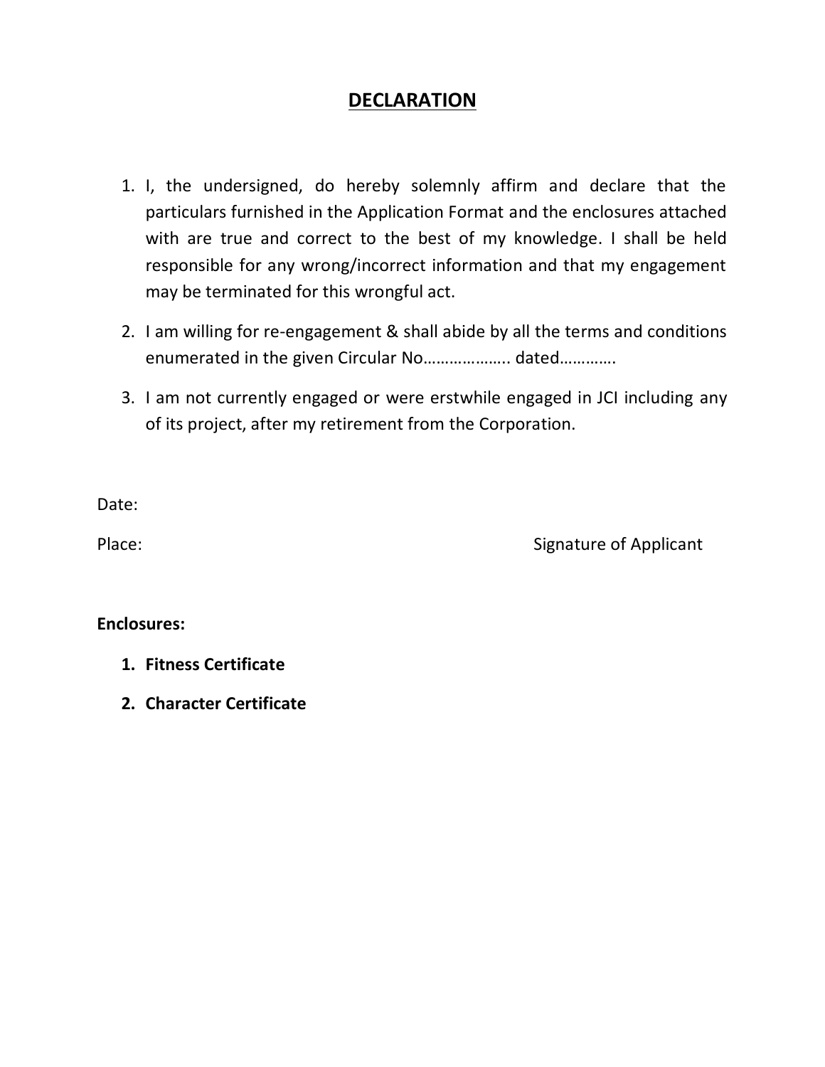# DECLARATION

1. I, the undersigned, do hereby solemnly affirm and declare that the particulars furnished in the Application Format and the enclosures attached with are true and correct to the best of my knowledge. I shall be held responsible for any wrong/incorrect information and that my engagement may be terminated for this wrongful act.

2. I am willing for re-engagement & shall abide by all the terms and conditions enumerated in the given Circular No……………….. dated…………

3. I am not currently engaged or were erstwhile engaged in JCI including any of its project, after my retirement from the Corporation.

Date:

Place: Signature of Applicant

**Enclosures:**

1. **Fitness Certificate**
2. **Character Certificate**